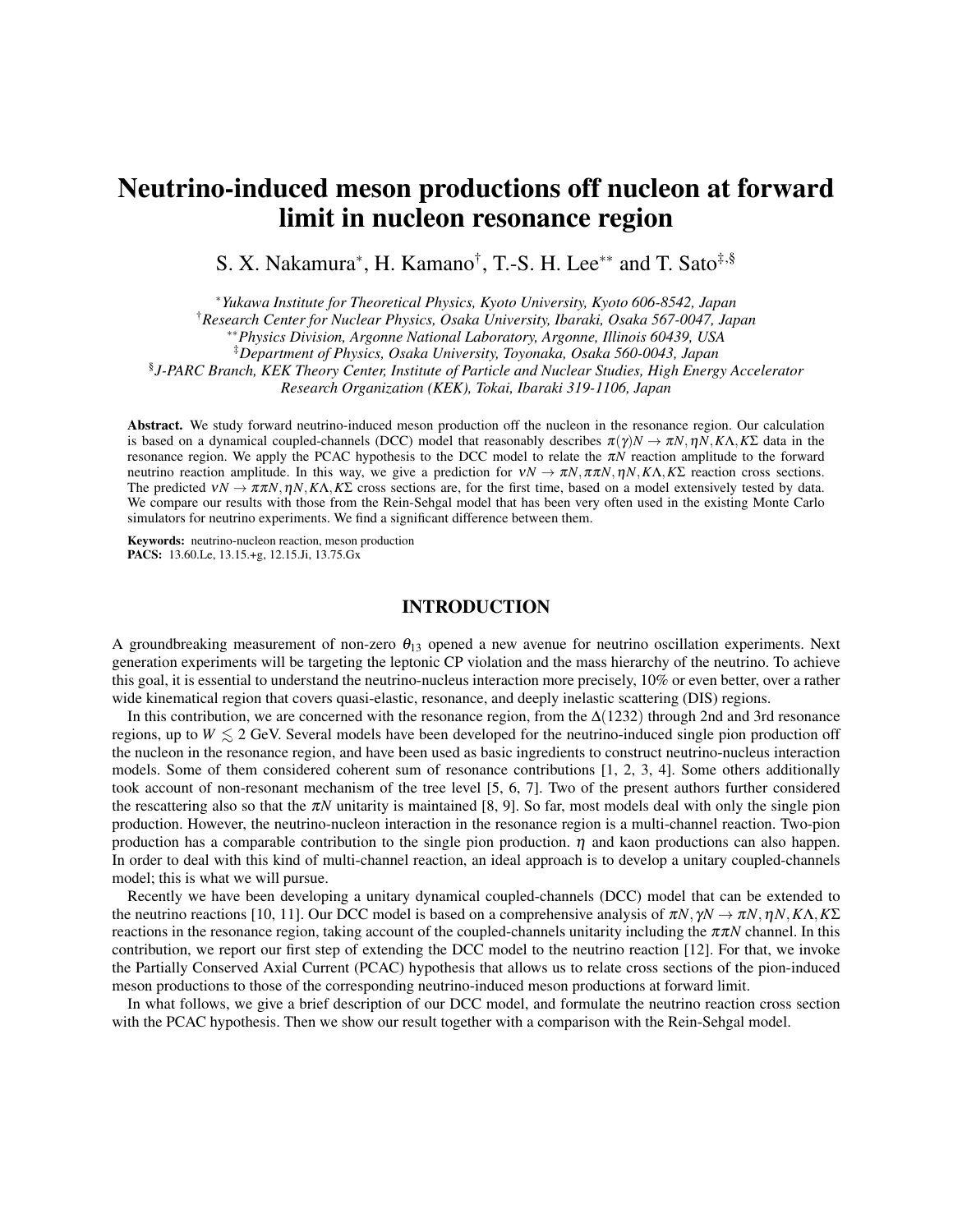# Neutrino-induced meson productions off nucleon at forward limit in nucleon resonance region

S. X. Nakamura[*], H. Kamano[†], T.-S. H. Lee[**] and T. Sato[‡,§]

[*] *Yukawa Institute for Theoretical Physics, Kyoto University, Kyoto 606-8542, Japan*
[†] *Research Center for Nuclear Physics, Osaka University, Ibaraki, Osaka 567-0047, Japan*
[**] *Physics Division, Argonne National Laboratory, Argonne, Illinois 60439, USA*
[‡] *Department of Physics, Osaka University, Toyonaka, Osaka 560-0043, Japan*
[§] *J-PARC Branch, KEK Theory Center, Institute of Particle and Nuclear Studies, High Energy Accelerator Research Organization (KEK), Tokai, Ibaraki 319-1106, Japan*

**Abstract.** We study forward neutrino-induced meson production off the nucleon in the resonance region. Our calculation is based on a dynamical coupled-channels (DCC) model that reasonably describes $\pi(\gamma)N \to \pi N, \eta N, K\Lambda, K\Sigma$ data in the resonance region. We apply the PCAC hypothesis to the DCC model to relate the $\pi N$ reaction amplitude to the forward neutrino reaction amplitude. In this way, we give a prediction for $\nu N \to \pi N, \pi\pi N, \eta N, K\Lambda, K\Sigma$ reaction cross sections. The predicted $\nu N \to \pi\pi N, \eta N, K\Lambda, K\Sigma$ cross sections are, for the first time, based on a model extensively tested by data. We compare our results with those from the Rein-Sehgal model that has been very often used in the existing Monte Carlo simulators for neutrino experiments. We find a significant difference between them.

**Keywords:** neutrino-nucleon reaction, meson production
**PACS:** 13.60.Le, 13.15.+g, 12.15.Ji, 13.75.Gx

## INTRODUCTION

A groundbreaking measurement of non-zero $\theta_{13}$ opened a new avenue for neutrino oscillation experiments. Next generation experiments will be targeting the leptonic CP violation and the mass hierarchy of the neutrino. To achieve this goal, it is essential to understand the neutrino-nucleus interaction more precisely, 10% or even better, over a rather wide kinematical region that covers quasi-elastic, resonance, and deeply inelastic scattering (DIS) regions.

In this contribution, we are concerned with the resonance region, from the $\Delta(1232)$ through 2nd and 3rd resonance regions, up to $W \lesssim 2$ GeV. Several models have been developed for the neutrino-induced single pion production off the nucleon in the resonance region, and have been used as basic ingredients to construct neutrino-nucleus interaction models. Some of them considered coherent sum of resonance contributions [1, 2, 3, 4]. Some others additionally took account of non-resonant mechanism of the tree level [5, 6, 7]. Two of the present authors further considered the rescattering also so that the $\pi N$ unitarity is maintained [8, 9]. So far, most models deal with only the single pion production. However, the neutrino-nucleon interaction in the resonance region is a multi-channel reaction. Two-pion production has a comparable contribution to the single pion production. $\eta$ and kaon productions can also happen. In order to deal with this kind of multi-channel reaction, an ideal approach is to develop a unitary coupled-channels model; this is what we will pursue.

Recently we have been developing a unitary dynamical coupled-channels (DCC) model that can be extended to the neutrino reactions [10, 11]. Our DCC model is based on a comprehensive analysis of $\pi N, \gamma N \to \pi N, \eta N, K\Lambda, K\Sigma$ reactions in the resonance region, taking account of the coupled-channels unitarity including the $\pi\pi N$ channel. In this contribution, we report our first step of extending the DCC model to the neutrino reaction [12]. For that, we invoke the Partially Conserved Axial Current (PCAC) hypothesis that allows us to relate cross sections of the pion-induced meson productions to those of the corresponding neutrino-induced meson productions at forward limit.

In what follows, we give a brief description of our DCC model, and formulate the neutrino reaction cross section with the PCAC hypothesis. Then we show our result together with a comparison with the Rein-Sehgal model.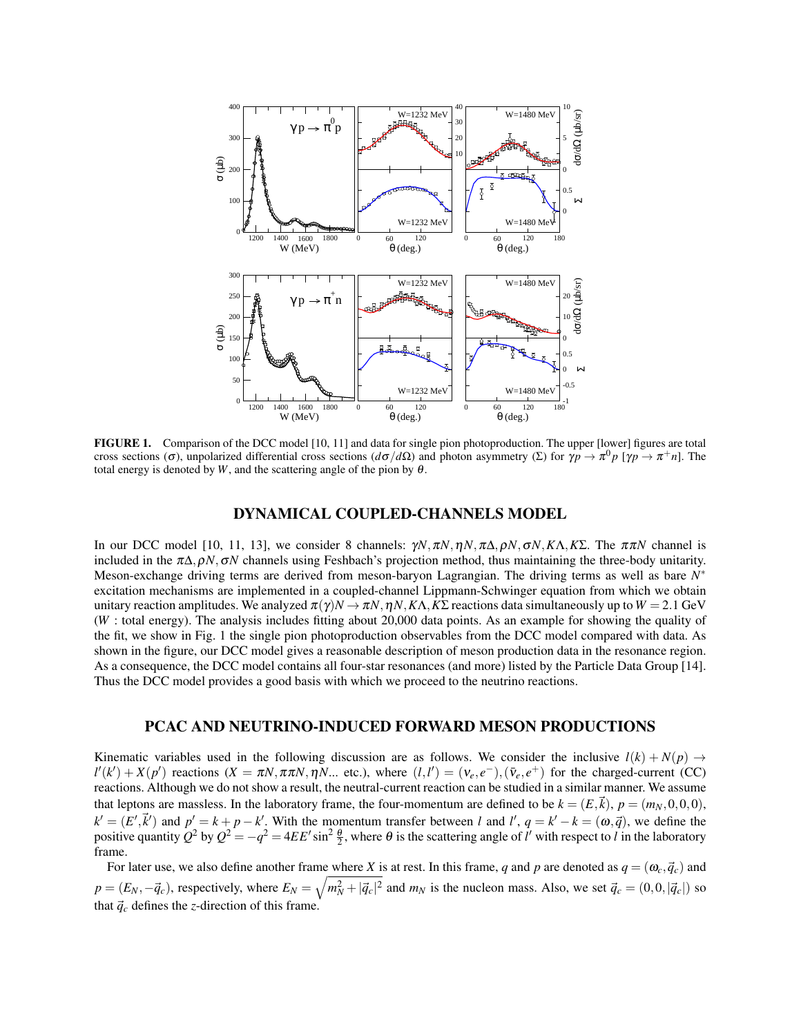**FIGURE 1.** Comparison of the DCC model [10, 11] and data for single pion photoproduction. The upper [lower] figures are total cross sections ($\sigma$), unpolarized differential cross sections ($d\sigma/d\Omega$) and photon asymmetry ($\Sigma$) for $\gamma p \to \pi^0 p$ [$\gamma p \to \pi^+ n$]. The total energy is denoted by $W$, and the scattering angle of the pion by $\theta$.

## DYNAMICAL COUPLED-CHANNELS MODEL

In our DCC model [10, 11, 13], we consider 8 channels: $\gamma N, \pi N, \eta N, \pi\Delta, \rho N, \sigma N, K\Lambda, K\Sigma$. The $\pi\pi N$ channel is included in the $\pi\Delta, \rho N, \sigma N$ channels using Feshbach's projection method, thus maintaining the three-body unitarity. Meson-exchange driving terms are derived from meson-baryon Lagrangian. The driving terms as well as bare $N^*$ excitation mechanisms are implemented in a coupled-channel Lippmann-Schwinger equation from which we obtain unitary reaction amplitudes. We analyzed $\pi(\gamma)N \to \pi N, \eta N, K\Lambda, K\Sigma$ reactions data simultaneously up to $W = 2.1$ GeV ($W$ : total energy). The analysis includes fitting about 20,000 data points. As an example for showing the quality of the fit, we show in Fig. 1 the single pion photoproduction observables from the DCC model compared with data. As shown in the figure, our DCC model gives a reasonable description of meson production data in the resonance region. As a consequence, the DCC model contains all four-star resonances (and more) listed by the Particle Data Group [14]. Thus the DCC model provides a good basis with which we proceed to the neutrino reactions.

## PCAC AND NEUTRINO-INDUCED FORWARD MESON PRODUCTIONS

Kinematic variables used in the following discussion are as follows. We consider the inclusive $l(k) + N(p) \to l'(k') + X(p')$ reactions ($X = \pi N, \pi\pi N, \eta N$... etc.), where $(l, l') = (\nu_e, e^-), (\bar{\nu}_e, e^+)$ for the charged-current (CC) reactions. Although we do not show a result, the neutral-current reaction can be studied in a similar manner. We assume that leptons are massless. In the laboratory frame, the four-momentum are defined to be $k = (E, \vec{k})$, $p = (m_N, 0, 0, 0)$, $k' = (E', \vec{k}')$ and $p' = k + p - k'$. With the momentum transfer between $l$ and $l'$, $q = k' - k = (\omega, \vec{q})$, we define the positive quantity $Q^2$ by $Q^2 = -q^2 = 4EE' \sin^2 \frac{\theta}{2}$, where $\theta$ is the scattering angle of $l'$ with respect to $l$ in the laboratory frame.

For later use, we also define another frame where $X$ is at rest. In this frame, $q$ and $p$ are denoted as $q = (\omega_c, \vec{q}_c)$ and $p = (E_N, -\vec{q}_c)$, respectively, where $E_N = \sqrt{m_N^2 + |\vec{q}_c|^2}$ and $m_N$ is the nucleon mass. Also, we set $\vec{q}_c = (0, 0, |\vec{q}_c|)$ so that $\vec{q}_c$ defines the $z$-direction of this frame.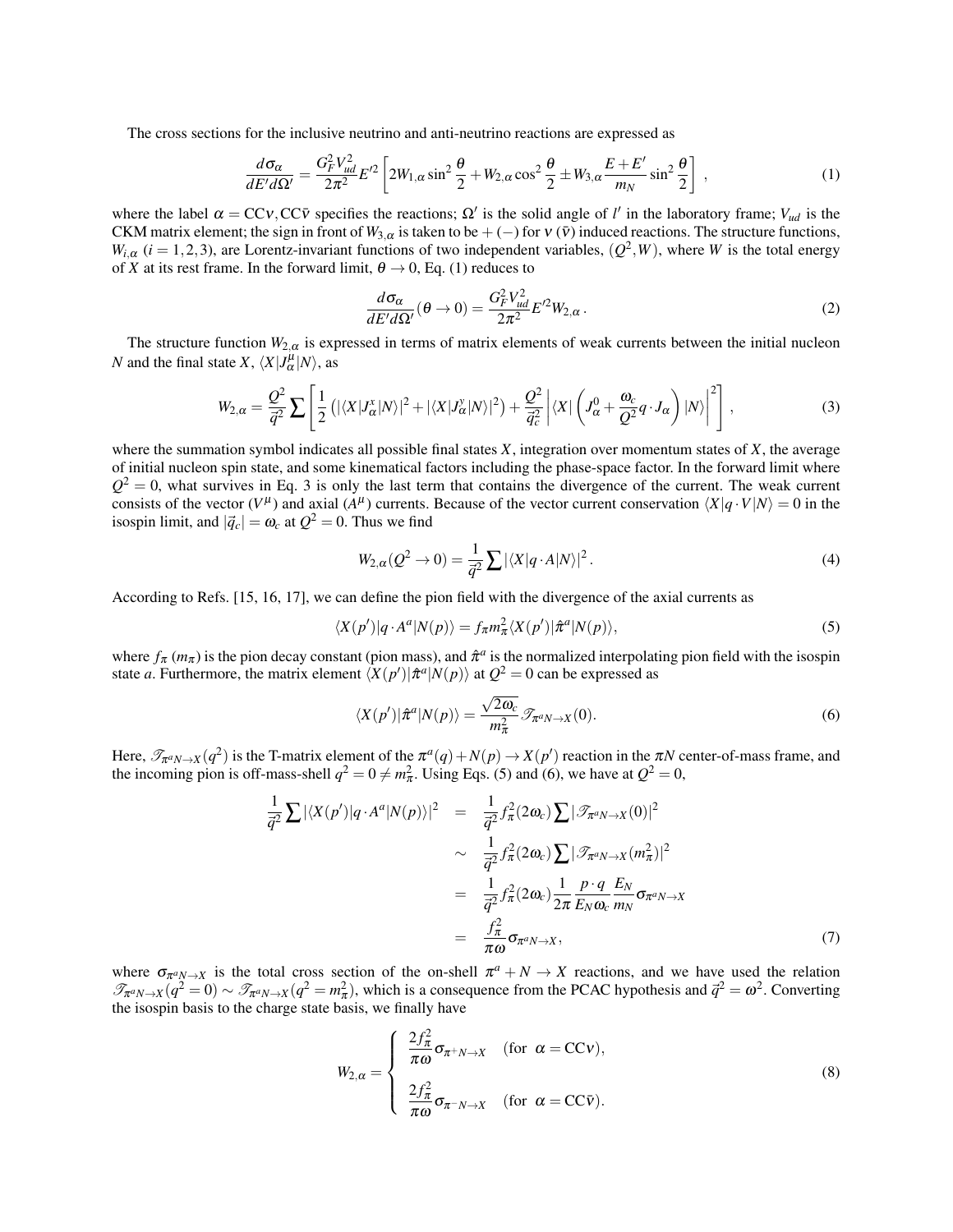The cross sections for the inclusive neutrino and anti-neutrino reactions are expressed as

$$\frac{d\sigma_\alpha}{dE'd\Omega'} = \frac{G_F^2 V_{ud}^2}{2\pi^2} E'^2 \left[ 2W_{1,\alpha} \sin^2\frac{\theta}{2} + W_{2,\alpha} \cos^2\frac{\theta}{2} \pm W_{3,\alpha} \frac{E+E'}{m_N} \sin^2\frac{\theta}{2} \right] , \tag{1}$$

where the label $\alpha = \mathrm{CC}\nu, \mathrm{CC}\bar{\nu}$ specifies the reactions; $\Omega'$ is the solid angle of $l'$ in the laboratory frame; $V_{ud}$ is the CKM matrix element; the sign in front of $W_{3,\alpha}$ is taken to be $+$ $(-)$ for $\nu$ $(\bar{\nu})$ induced reactions. The structure functions, $W_{i,\alpha}$ $(i = 1,2,3)$, are Lorentz-invariant functions of two independent variables, $(Q^2, W)$, where $W$ is the total energy of $X$ at its rest frame. In the forward limit, $\theta \to 0$, Eq. (1) reduces to

$$\frac{d\sigma_\alpha}{dE'd\Omega'}(\theta \to 0) = \frac{G_F^2 V_{ud}^2}{2\pi^2} E'^2 W_{2,\alpha} \,. \tag{2}$$

The structure function $W_{2,\alpha}$ is expressed in terms of matrix elements of weak currents between the initial nucleon $N$ and the final state $X$, $\langle X|J_\alpha^\mu|N\rangle$, as

$$W_{2,\alpha} = \frac{Q^2}{\vec{q}^2} \sum \left[ \frac{1}{2} \left( |\langle X|J_\alpha^x|N\rangle|^2 + |\langle X|J_\alpha^y|N\rangle|^2 \right) + \frac{Q^2}{\vec{q}_c^2} \left| \langle X| \left( J_\alpha^0 + \frac{\omega_c}{Q^2} q\cdot J_\alpha \right) |N\rangle \right|^2 \right] , \tag{3}$$

where the summation symbol indicates all possible final states $X$, integration over momentum states of $X$, the average of initial nucleon spin state, and some kinematical factors including the phase-space factor. In the forward limit where $Q^2 = 0$, what survives in Eq. 3 is only the last term that contains the divergence of the current. The weak current consists of the vector $(V^\mu)$ and axial $(A^\mu)$ currents. Because of the vector current conservation $\langle X|q\cdot V|N\rangle = 0$ in the isospin limit, and $|\vec{q}_c| = \omega_c$ at $Q^2 = 0$. Thus we find

$$W_{2,\alpha}(Q^2 \to 0) = \frac{1}{\vec{q}^2} \sum |\langle X|q\cdot A|N\rangle|^2 \,. \tag{4}$$

According to Refs. [15, 16, 17], we can define the pion field with the divergence of the axial currents as

$$\langle X(p')|q\cdot A^a|N(p)\rangle = f_\pi m_\pi^2 \langle X(p')|\hat{\pi}^a|N(p)\rangle, \tag{5}$$

where $f_\pi$ $(m_\pi)$ is the pion decay constant (pion mass), and $\hat{\pi}^a$ is the normalized interpolating pion field with the isospin state $a$. Furthermore, the matrix element $\langle X(p')|\hat{\pi}^a|N(p)\rangle$ at $Q^2 = 0$ can be expressed as

$$\langle X(p')|\hat{\pi}^a|N(p)\rangle = \frac{\sqrt{2\omega_c}}{m_\pi^2} \mathscr{T}_{\pi^a N\to X}(0). \tag{6}$$

Here, $\mathscr{T}_{\pi^a N\to X}(q^2)$ is the T-matrix element of the $\pi^a(q) + N(p) \to X(p')$ reaction in the $\pi N$ center-of-mass frame, and the incoming pion is off-mass-shell $q^2 = 0 \neq m_\pi^2$. Using Eqs. (5) and (6), we have at $Q^2 = 0$,

$$\begin{aligned}
\frac{1}{\vec{q}^2} \sum |\langle X(p')|q\cdot A^a|N(p)\rangle|^2 &= \frac{1}{\vec{q}^2} f_\pi^2 (2\omega_c) \sum |\mathscr{T}_{\pi^a N\to X}(0)|^2 \\
&\sim \frac{1}{\vec{q}^2} f_\pi^2 (2\omega_c) \sum |\mathscr{T}_{\pi^a N\to X}(m_\pi^2)|^2 \\
&= \frac{1}{\vec{q}^2} f_\pi^2 (2\omega_c) \frac{1}{2\pi} \frac{p\cdot q}{E_N \omega_c} \frac{E_N}{m_N} \sigma_{\pi^a N\to X} \\
&= \frac{f_\pi^2}{\pi\omega} \sigma_{\pi^a N\to X},
\end{aligned} \tag{7}$$

where $\sigma_{\pi^a N\to X}$ is the total cross section of the on-shell $\pi^a + N \to X$ reactions, and we have used the relation $\mathscr{T}_{\pi^a N\to X}(q^2 = 0) \sim \mathscr{T}_{\pi^a N\to X}(q^2 = m_\pi^2)$, which is a consequence from the PCAC hypothesis and $\vec{q}^2 = \omega^2$. Converting the isospin basis to the charge state basis, we finally have

$$W_{2,\alpha} = \begin{cases} \dfrac{2f_\pi^2}{\pi\omega} \sigma_{\pi^+ N\to X} & (\text{for } \ \alpha = \mathrm{CC}\nu), \\[2ex] \dfrac{2f_\pi^2}{\pi\omega} \sigma_{\pi^- N\to X} & (\text{for } \ \alpha = \mathrm{CC}\bar{\nu}). \end{cases} \tag{8}$$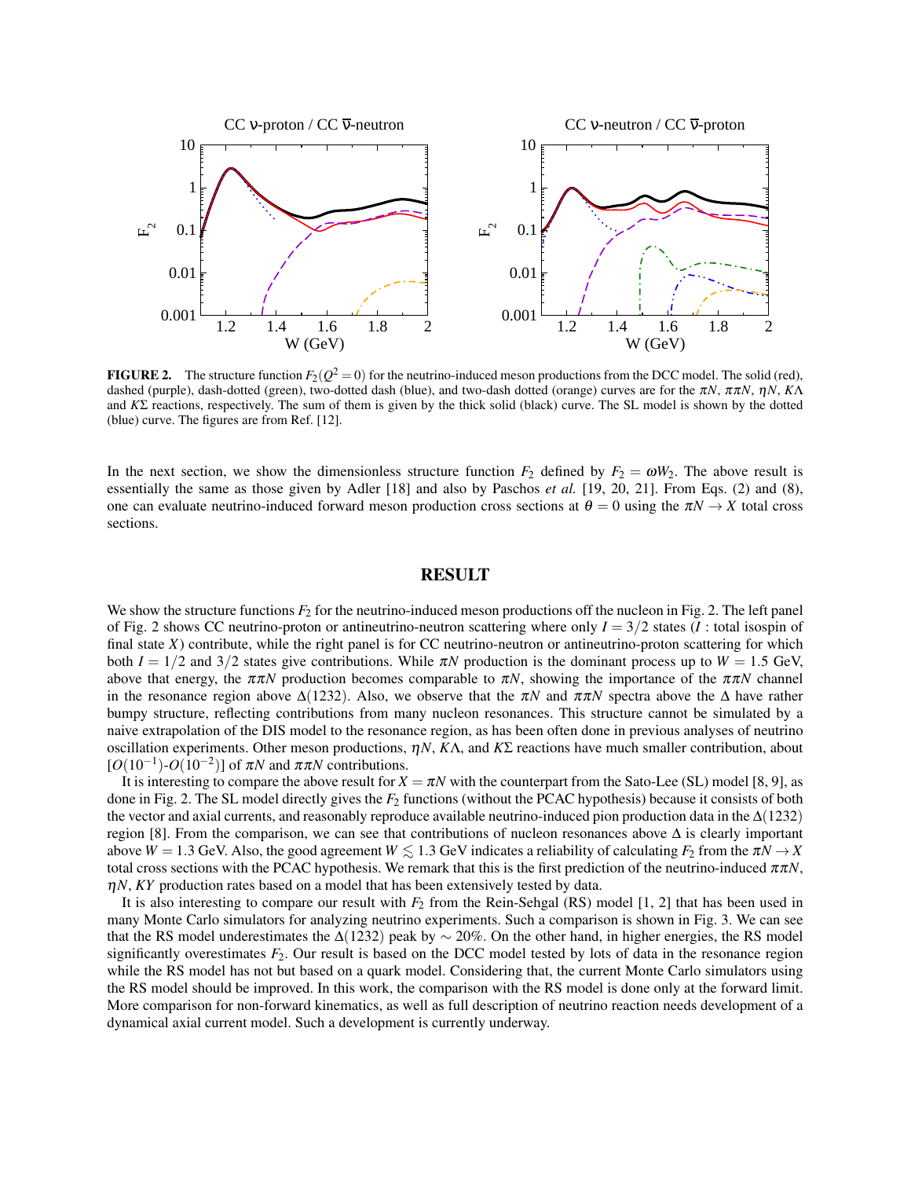**FIGURE 2.** The structure function $F_2(Q^2 = 0)$ for the neutrino-induced meson productions from the DCC model. The solid (red), dashed (purple), dash-dotted (green), two-dotted dash (blue), and two-dash dotted (orange) curves are for the $\pi N$, $\pi\pi N$, $\eta N$, $K\Lambda$ and $K\Sigma$ reactions, respectively. The sum of them is given by the thick solid (black) curve. The SL model is shown by the dotted (blue) curve. The figures are from Ref. [12].

In the next section, we show the dimensionless structure function $F_2$ defined by $F_2 = \omega W_2$. The above result is essentially the same as those given by Adler [18] and also by Paschos *et al.* [19, 20, 21]. From Eqs. (2) and (8), one can evaluate neutrino-induced forward meson production cross sections at $\theta = 0$ using the $\pi N \to X$ total cross sections.

## RESULT

We show the structure functions $F_2$ for the neutrino-induced meson productions off the nucleon in Fig. 2. The left panel of Fig. 2 shows CC neutrino-proton or antineutrino-neutron scattering where only $I = 3/2$ states ($I$ : total isospin of final state $X$) contribute, while the right panel is for CC neutrino-neutron or antineutrino-proton scattering for which both $I = 1/2$ and $3/2$ states give contributions. While $\pi N$ production is the dominant process up to $W = 1.5$ GeV, above that energy, the $\pi\pi N$ production becomes comparable to $\pi N$, showing the importance of the $\pi\pi N$ channel in the resonance region above $\Delta(1232)$. Also, we observe that the $\pi N$ and $\pi\pi N$ spectra above the $\Delta$ have rather bumpy structure, reflecting contributions from many nucleon resonances. This structure cannot be simulated by a naive extrapolation of the DIS model to the resonance region, as has been often done in previous analyses of neutrino oscillation experiments. Other meson productions, $\eta N$, $K\Lambda$, and $K\Sigma$ reactions have much smaller contribution, about $[O(10^{-1})$-$O(10^{-2})]$ of $\pi N$ and $\pi\pi N$ contributions.

It is interesting to compare the above result for $X = \pi N$ with the counterpart from the Sato-Lee (SL) model [8, 9], as done in Fig. 2. The SL model directly gives the $F_2$ functions (without the PCAC hypothesis) because it consists of both the vector and axial currents, and reasonably reproduce available neutrino-induced pion production data in the $\Delta(1232)$ region [8]. From the comparison, we can see that contributions of nucleon resonances above $\Delta$ is clearly important above $W = 1.3$ GeV. Also, the good agreement $W \lesssim 1.3$ GeV indicates a reliability of calculating $F_2$ from the $\pi N \to X$ total cross sections with the PCAC hypothesis. We remark that this is the first prediction of the neutrino-induced $\pi\pi N$, $\eta N$, $KY$ production rates based on a model that has been extensively tested by data.

It is also interesting to compare our result with $F_2$ from the Rein-Sehgal (RS) model [1, 2] that has been used in many Monte Carlo simulators for analyzing neutrino experiments. Such a comparison is shown in Fig. 3. We can see that the RS model underestimates the $\Delta(1232)$ peak by $\sim 20\%$. On the other hand, in higher energies, the RS model significantly overestimates $F_2$. Our result is based on the DCC model tested by lots of data in the resonance region while the RS model has not but based on a quark model. Considering that, the current Monte Carlo simulators using the RS model should be improved. In this work, the comparison with the RS model is done only at the forward limit. More comparison for non-forward kinematics, as well as full description of neutrino reaction needs development of a dynamical axial current model. Such a development is currently underway.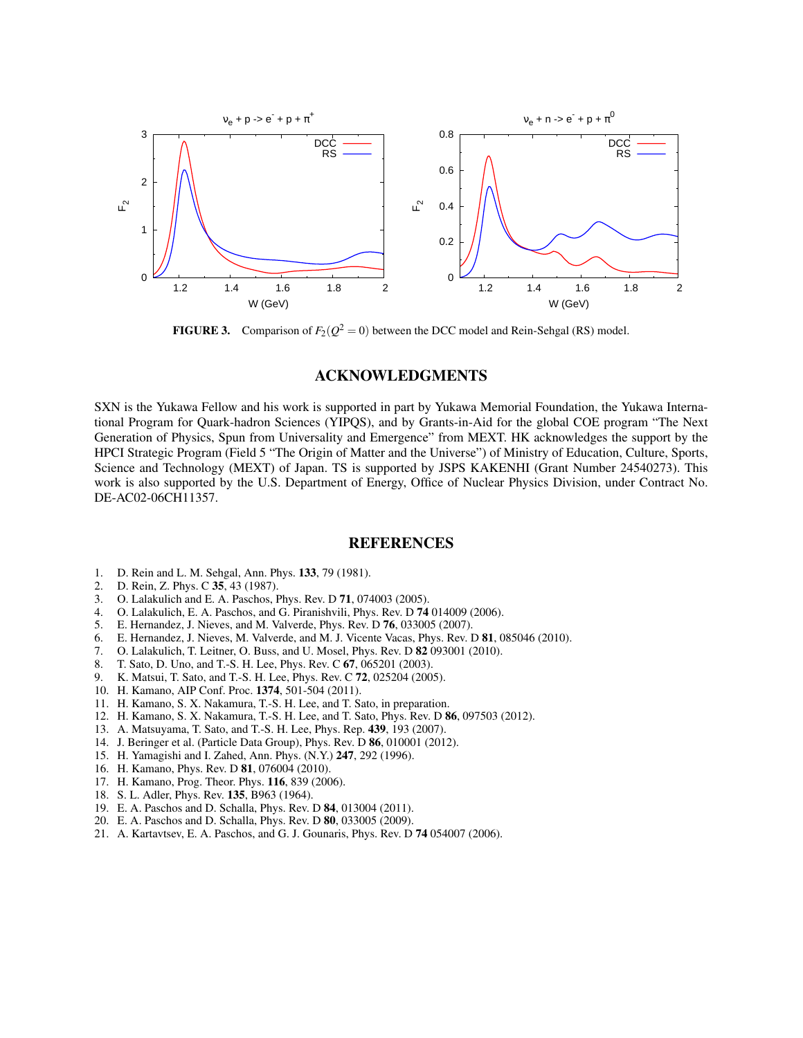$\nu_e + p \rightarrow e^- + p + \pi^+$

DCC
RS
$F_2$
3
2
1
0
1.2
1.4
1.6
1.8
2
W (GeV)

$\nu_e + n \rightarrow e^- + p + \pi^0$

DCC
RS
$F_2$
0.8
0.6
0.4
0.2
0
1.2
1.4
1.6
1.8
2
W (GeV)

**FIGURE 3.** Comparison of $F_2(Q^2 = 0)$ between the DCC model and Rein-Sehgal (RS) model.

## ACKNOWLEDGMENTS

SXN is the Yukawa Fellow and his work is supported in part by Yukawa Memorial Foundation, the Yukawa International Program for Quark-hadron Sciences (YIPQS), and by Grants-in-Aid for the global COE program "The Next Generation of Physics, Spun from Universality and Emergence" from MEXT. HK acknowledges the support by the HPCI Strategic Program (Field 5 "The Origin of Matter and the Universe") of Ministry of Education, Culture, Sports, Science and Technology (MEXT) of Japan. TS is supported by JSPS KAKENHI (Grant Number 24540273). This work is also supported by the U.S. Department of Energy, Office of Nuclear Physics Division, under Contract No. DE-AC02-06CH11357.

## REFERENCES

1. D. Rein and L. M. Sehgal, Ann. Phys. **133**, 79 (1981).
2. D. Rein, Z. Phys. C **35**, 43 (1987).
3. O. Lalakulich and E. A. Paschos, Phys. Rev. D **71**, 074003 (2005).
4. O. Lalakulich, E. A. Paschos, and G. Piranishvili, Phys. Rev. D **74** 014009 (2006).
5. E. Hernandez, J. Nieves, and M. Valverde, Phys. Rev. D **76**, 033005 (2007).
6. E. Hernandez, J. Nieves, M. Valverde, and M. J. Vicente Vacas, Phys. Rev. D **81**, 085046 (2010).
7. O. Lalakulich, T. Leitner, O. Buss, and U. Mosel, Phys. Rev. D **82** 093001 (2010).
8. T. Sato, D. Uno, and T.-S. H. Lee, Phys. Rev. C **67**, 065201 (2003).
9. K. Matsui, T. Sato, and T.-S. H. Lee, Phys. Rev. C **72**, 025204 (2005).
10. H. Kamano, AIP Conf. Proc. **1374**, 501-504 (2011).
11. H. Kamano, S. X. Nakamura, T.-S. H. Lee, and T. Sato, in preparation.
12. H. Kamano, S. X. Nakamura, T.-S. H. Lee, and T. Sato, Phys. Rev. D **86**, 097503 (2012).
13. A. Matsuyama, T. Sato, and T.-S. H. Lee, Phys. Rep. **439**, 193 (2007).
14. J. Beringer et al. (Particle Data Group), Phys. Rev. D **86**, 010001 (2012).
15. H. Yamagishi and I. Zahed, Ann. Phys. (N.Y.) **247**, 292 (1996).
16. H. Kamano, Phys. Rev. D **81**, 076004 (2010).
17. H. Kamano, Prog. Theor. Phys. **116**, 839 (2006).
18. S. L. Adler, Phys. Rev. **135**, B963 (1964).
19. E. A. Paschos and D. Schalla, Phys. Rev. D **84**, 013004 (2011).
20. E. A. Paschos and D. Schalla, Phys. Rev. D **80**, 033005 (2009).
21. A. Kartavtsev, E. A. Paschos, and G. J. Gounaris, Phys. Rev. D **74** 054007 (2006).